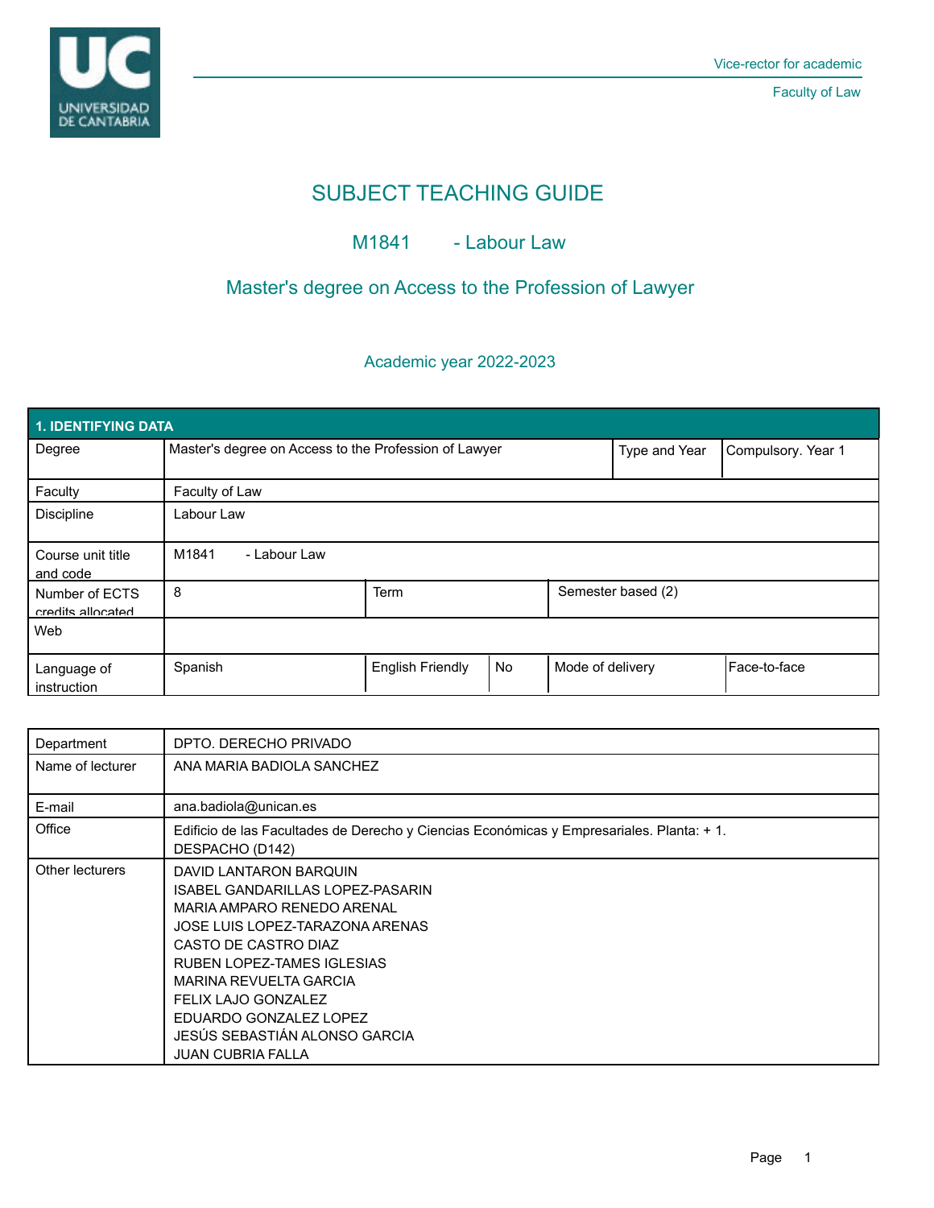Vice-rector for academic

Faculty of Law

# SUBJECT TEACHING GUIDE

## M1841 - Labour Law

## Master's degree on Access to the Profession of Lawyer

### Academic year 2022-2023

| 1. IDENTIFYING DATA | | | | | |
|---|---|---|---|---|---|
| Degree | Master's degree on Access to the Profession of Lawyer | | | Type and Year | Compulsory. Year 1 |
| Faculty | Faculty of Law | | | | |
| Discipline | Labour Law | | | | |
| Course unit title and code | M1841 - Labour Law | | | | |
| Number of ECTS credits allocated | 8 | Term | | Semester based (2) | |
| Web | | | | | |
| Language of instruction | Spanish | English Friendly | No | Mode of delivery | Face-to-face |

| | |
|---|---|
| Department | DPTO. DERECHO PRIVADO |
| Name of lecturer | ANA MARIA BADIOLA SANCHEZ |
| E-mail | ana.badiola@unican.es |
| Office | Edificio de las Facultades de Derecho y Ciencias Económicas y Empresariales. Planta: + 1. DESPACHO (D142) |
| Other lecturers | DAVID LANTARON BARQUIN<br>ISABEL GANDARILLAS LOPEZ-PASARIN<br>MARIA AMPARO RENEDO ARENAL<br>JOSE LUIS LOPEZ-TARAZONA ARENAS<br>CASTO DE CASTRO DIAZ<br>RUBEN LOPEZ-TAMES IGLESIAS<br>MARINA REVUELTA GARCIA<br>FELIX LAJO GONZALEZ<br>EDUARDO GONZALEZ LOPEZ<br>JESÚS SEBASTIÁN ALONSO GARCIA<br>JUAN CUBRIA FALLA |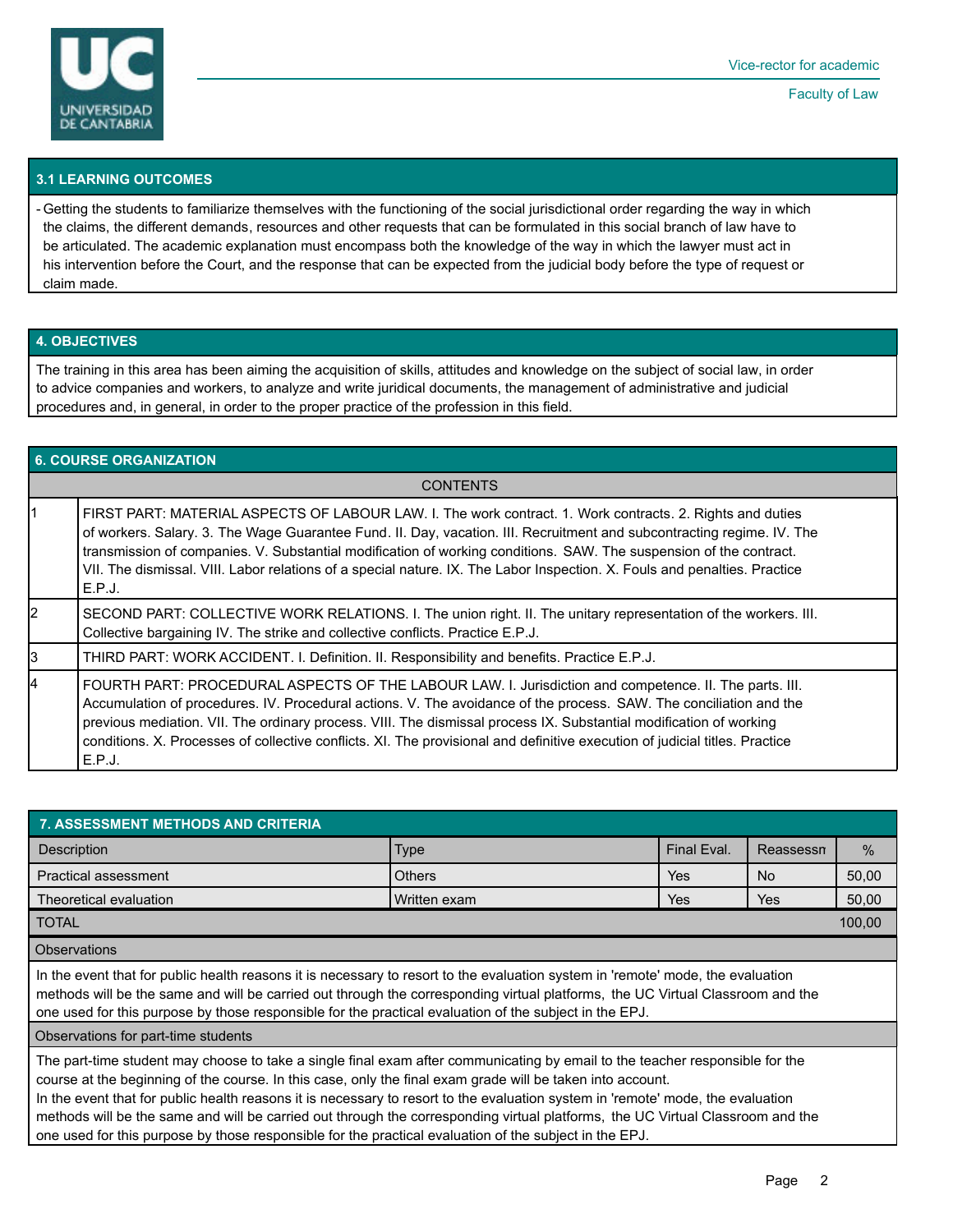## 3.1 LEARNING OUTCOMES

- Getting the students to familiarize themselves with the functioning of the social jurisdictional order regarding the way in which the claims, the different demands, resources and other requests that can be formulated in this social branch of law have to be articulated. The academic explanation must encompass both the knowledge of the way in which the lawyer must act in his intervention before the Court, and the response that can be expected from the judicial body before the type of request or claim made.

## 4. OBJECTIVES

The training in this area has been aiming the acquisition of skills, attitudes and knowledge on the subject of social law, in order to advice companies and workers, to analyze and write juridical documents, the management of administrative and judicial procedures and, in general, in order to the proper practice of the profession in this field.

## 6. COURSE ORGANIZATION

| | CONTENTS |
|---|---|
| 1 | FIRST PART: MATERIAL ASPECTS OF LABOUR LAW. I. The work contract. 1. Work contracts. 2. Rights and duties of workers. Salary. 3. The Wage Guarantee Fund. II. Day, vacation. III. Recruitment and subcontracting regime. IV. The transmission of companies. V. Substantial modification of working conditions. SAW. The suspension of the contract. VII. The dismissal. VIII. Labor relations of a special nature. IX. The Labor Inspection. X. Fouls and penalties. Practice E.P.J. |
| 2 | SECOND PART: COLLECTIVE WORK RELATIONS. I. The union right. II. The unitary representation of the workers. III. Collective bargaining IV. The strike and collective conflicts. Practice E.P.J. |
| 3 | THIRD PART: WORK ACCIDENT. I. Definition. II. Responsibility and benefits. Practice E.P.J. |
| 4 | FOURTH PART: PROCEDURAL ASPECTS OF THE LABOUR LAW. I. Jurisdiction and competence. II. The parts. III. Accumulation of procedures. IV. Procedural actions. V. The avoidance of the process. SAW. The conciliation and the previous mediation. VII. The ordinary process. VIII. The dismissal process IX. Substantial modification of working conditions. X. Processes of collective conflicts. XI. The provisional and definitive execution of judicial titles. Practice E.P.J. |

## 7. ASSESSMENT METHODS AND CRITERIA

| Description | Type | Final Eval. | Reassessn | % |
|---|---|---|---|---|
| Practical assessment | Others | Yes | No | 50,00 |
| Theoretical evaluation | Written exam | Yes | Yes | 50,00 |
| TOTAL | | | | 100,00 |

**Observations**

In the event that for public health reasons it is necessary to resort to the evaluation system in 'remote' mode, the evaluation methods will be the same and will be carried out through the corresponding virtual platforms, the UC Virtual Classroom and the one used for this purpose by those responsible for the practical evaluation of the subject in the EPJ.

**Observations for part-time students**

The part-time student may choose to take a single final exam after communicating by email to the teacher responsible for the course at the beginning of the course. In this case, only the final exam grade will be taken into account.
In the event that for public health reasons it is necessary to resort to the evaluation system in 'remote' mode, the evaluation methods will be the same and will be carried out through the corresponding virtual platforms, the UC Virtual Classroom and the one used for this purpose by those responsible for the practical evaluation of the subject in the EPJ.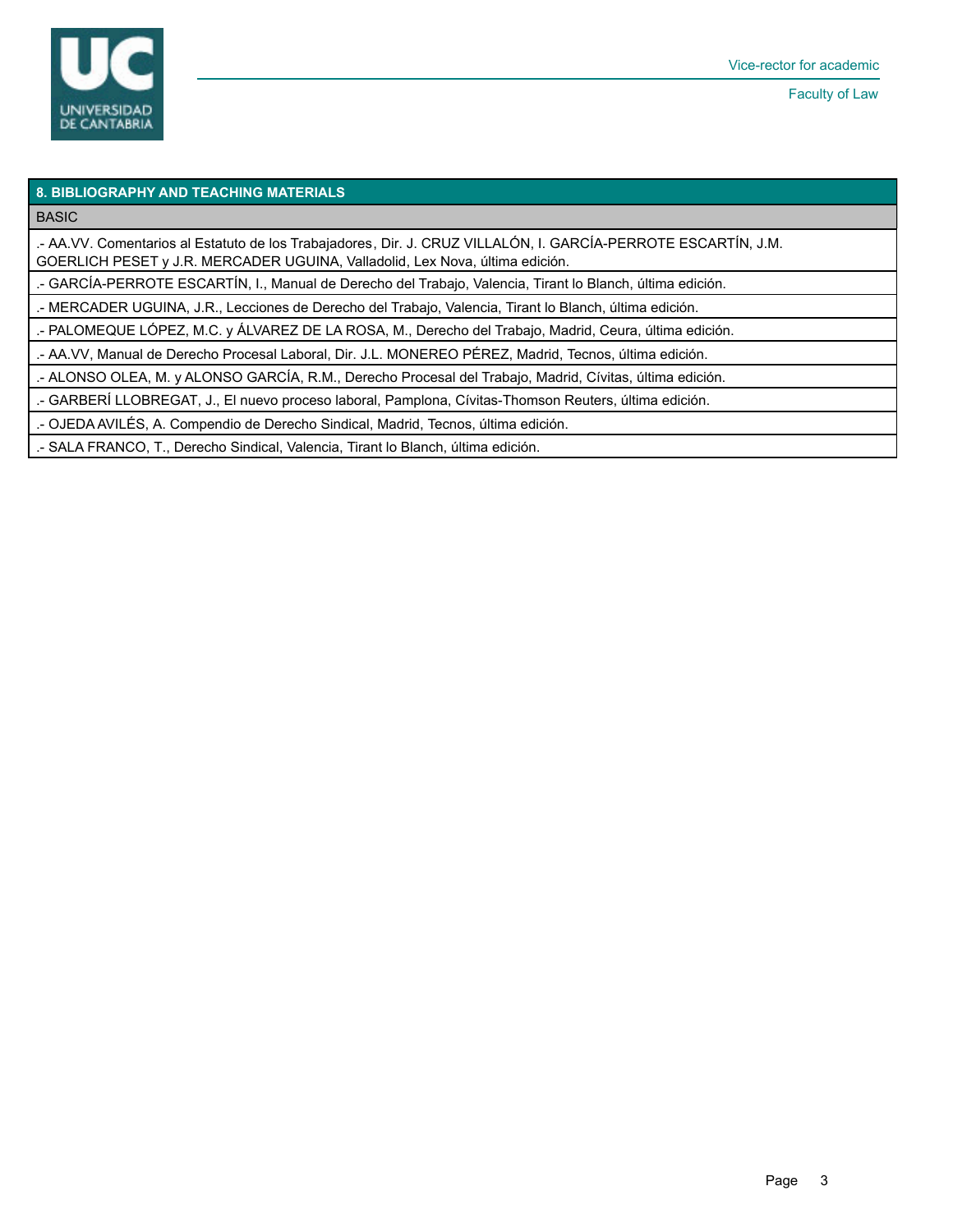## 8. BIBLIOGRAPHY AND TEACHING MATERIALS

**BASIC**

.- AA.VV. Comentarios al Estatuto de los Trabajadores, Dir. J. CRUZ VILLALÓN, I. GARCÍA-PERROTE ESCARTÍN, J.M. GOERLICH PESET y J.R. MERCADER UGUINA, Valladolid, Lex Nova, última edición.

.- GARCÍA-PERROTE ESCARTÍN, I., Manual de Derecho del Trabajo, Valencia, Tirant lo Blanch, última edición.

.- MERCADER UGUINA, J.R., Lecciones de Derecho del Trabajo, Valencia, Tirant lo Blanch, última edición.

.- PALOMEQUE LÓPEZ, M.C. y ÁLVAREZ DE LA ROSA, M., Derecho del Trabajo, Madrid, Ceura, última edición.

.- AA.VV, Manual de Derecho Procesal Laboral, Dir. J.L. MONEREO PÉREZ, Madrid, Tecnos, última edición.

.- ALONSO OLEA, M. y ALONSO GARCÍA, R.M., Derecho Procesal del Trabajo, Madrid, Cívitas, última edición.

.- GARBERÍ LLOBREGAT, J., El nuevo proceso laboral, Pamplona, Cívitas-Thomson Reuters, última edición.

.- OJEDA AVILÉS, A. Compendio de Derecho Sindical, Madrid, Tecnos, última edición.

.- SALA FRANCO, T., Derecho Sindical, Valencia, Tirant lo Blanch, última edición.